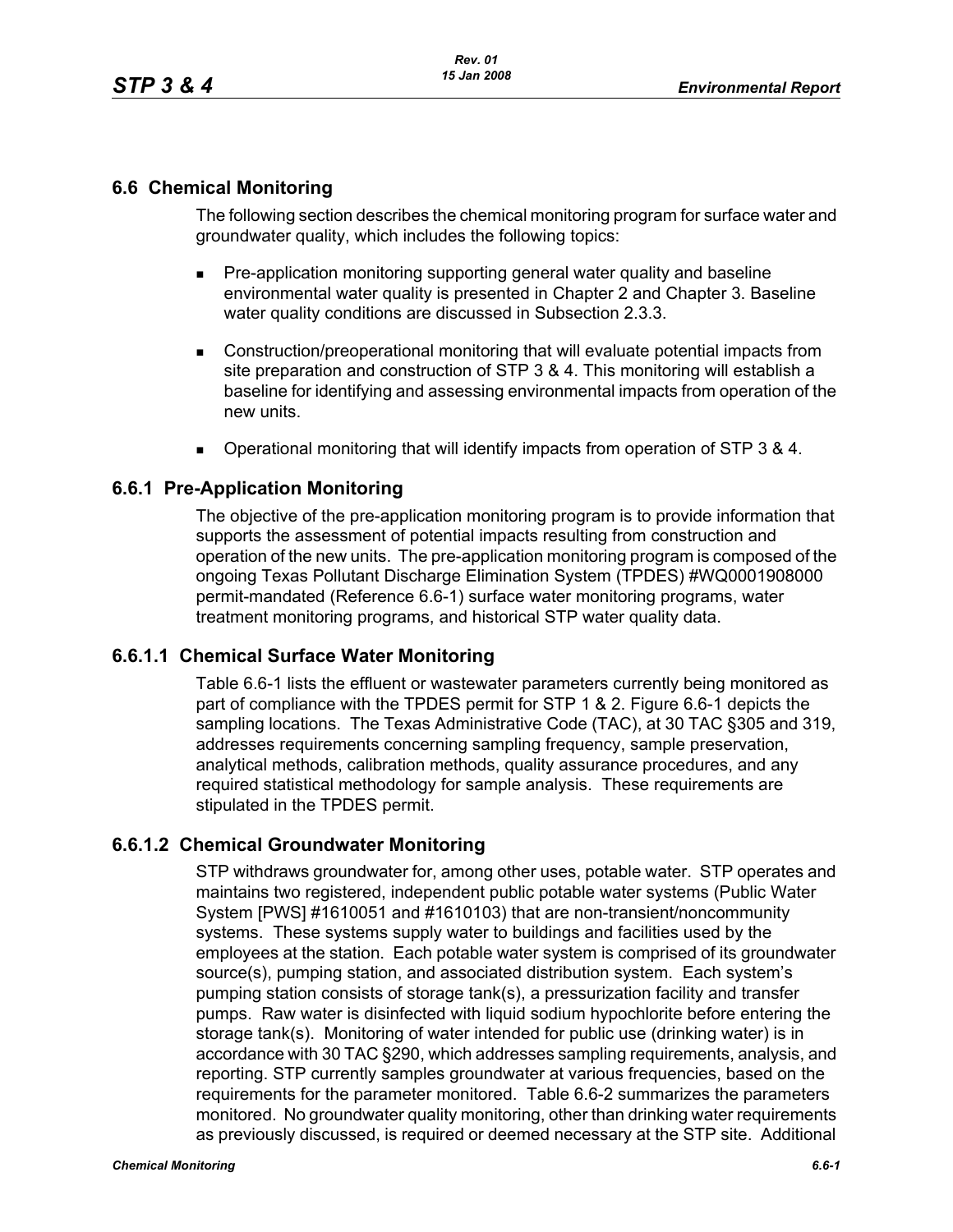## 6.6 Chemical Monitoring

The following section describes the chemical monitoring program for surface water and groundwater quality, which includes the following topics:

- Pre-application monitoring supporting general water quality and baseline environmental water quality is presented in Chapter 2 and Chapter 3. Baseline water quality conditions are discussed in Subsection 2.3.3.
- Construction/preoperational monitoring that will evaluate potential impacts from site preparation and construction of STP 3 & 4. This monitoring will establish a baseline for identifying and assessing environmental impacts from operation of the new units.
- Operational monitoring that will identify impacts from operation of STP 3 & 4.

### 6.6.1 Pre-Application Monitoring

The objective of the pre-application monitoring program is to provide information that supports the assessment of potential impacts resulting from construction and operation of the new units. The pre-application monitoring program is composed of the ongoing Texas Pollutant Discharge Elimination System (TPDES) #WQ0001908000 permit-mandated (Reference 6.6-1) surface water monitoring programs, water treatment monitoring programs, and historical STP water quality data.

#### 6.6.1.1 Chemical Surface Water Monitoring

Table 6.6-1 lists the effluent or wastewater parameters currently being monitored as part of compliance with the TPDES permit for STP 1 & 2. Figure 6.6-1 depicts the sampling locations. The Texas Administrative Code (TAC), at 30 TAC §305 and 319, addresses requirements concerning sampling frequency, sample preservation, analytical methods, calibration methods, quality assurance procedures, and any required statistical methodology for sample analysis. These requirements are stipulated in the TPDES permit.

#### 6.6.1.2 Chemical Groundwater Monitoring

STP withdraws groundwater for, among other uses, potable water. STP operates and maintains two registered, independent public potable water systems (Public Water System [PWS] #1610051 and #1610103) that are non-transient/noncommunity systems. These systems supply water to buildings and facilities used by the employees at the station. Each potable water system is comprised of its groundwater source(s), pumping station, and associated distribution system. Each system's pumping station consists of storage tank(s), a pressurization facility and transfer pumps. Raw water is disinfected with liquid sodium hypochlorite before entering the storage tank(s). Monitoring of water intended for public use (drinking water) is in accordance with 30 TAC §290, which addresses sampling requirements, analysis, and reporting. STP currently samples groundwater at various frequencies, based on the requirements for the parameter monitored. Table 6.6-2 summarizes the parameters monitored. No groundwater quality monitoring, other than drinking water requirements as previously discussed, is required or deemed necessary at the STP site. Additional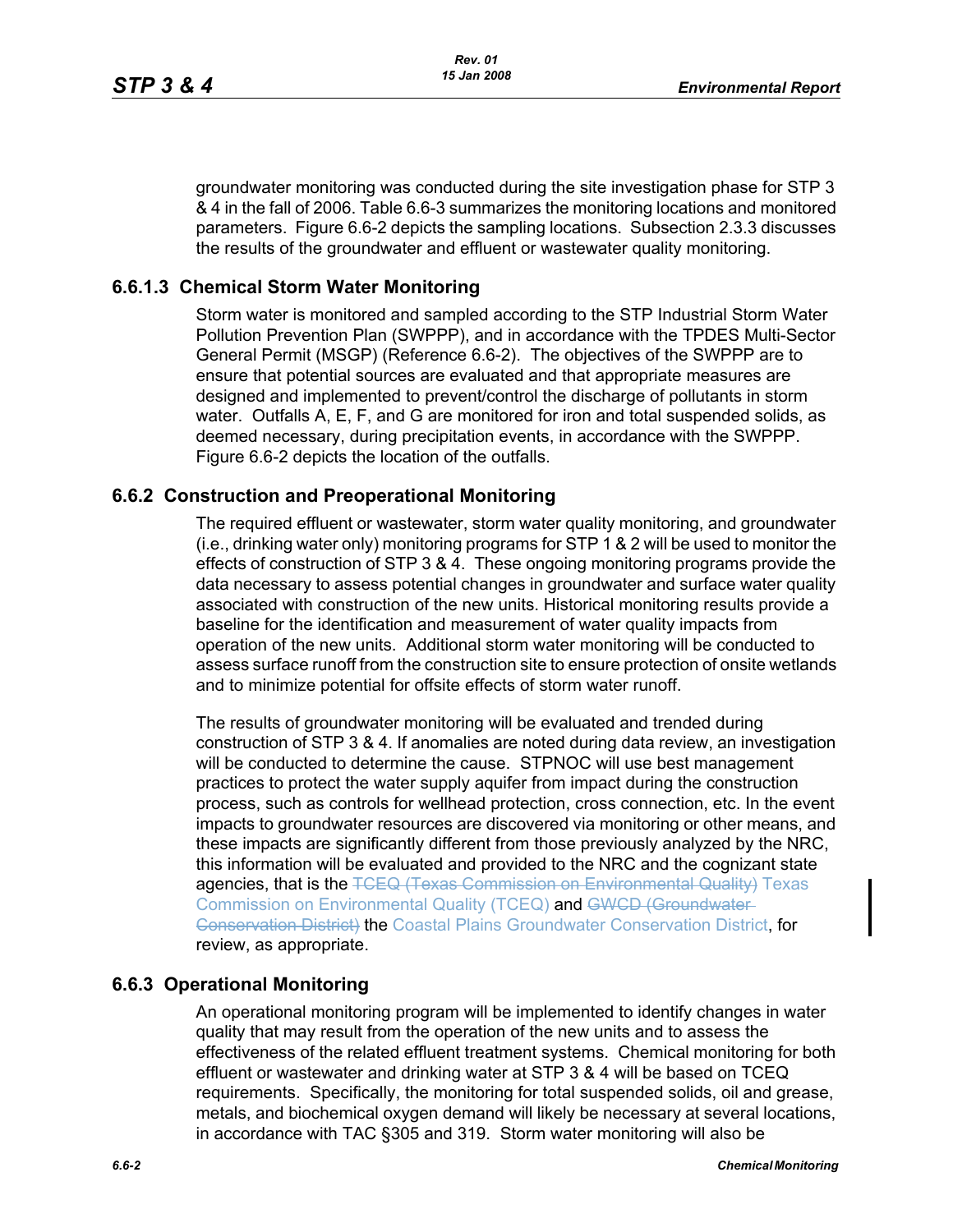groundwater monitoring was conducted during the site investigation phase for STP 3 & 4 in the fall of 2006. Table 6.6-3 summarizes the monitoring locations and monitored parameters. Figure 6.6-2 depicts the sampling locations. Subsection 2.3.3 discusses the results of the groundwater and effluent or wastewater quality monitoring.

### 6.6.1.3 Chemical Storm Water Monitoring

Storm water is monitored and sampled according to the STP Industrial Storm Water Pollution Prevention Plan (SWPPP), and in accordance with the TPDES Multi-Sector General Permit (MSGP) (Reference 6.6-2). The objectives of the SWPPP are to ensure that potential sources are evaluated and that appropriate measures are designed and implemented to prevent/control the discharge of pollutants in storm water. Outfalls A, E, F, and G are monitored for iron and total suspended solids, as deemed necessary, during precipitation events, in accordance with the SWPPP. Figure 6.6-2 depicts the location of the outfalls.

## 6.6.2 Construction and Preoperational Monitoring

The required effluent or wastewater, storm water quality monitoring, and groundwater (i.e., drinking water only) monitoring programs for STP 1 & 2 will be used to monitor the effects of construction of STP 3 & 4. These ongoing monitoring programs provide the data necessary to assess potential changes in groundwater and surface water quality associated with construction of the new units. Historical monitoring results provide a baseline for the identification and measurement of water quality impacts from operation of the new units. Additional storm water monitoring will be conducted to assess surface runoff from the construction site to ensure protection of onsite wetlands and to minimize potential for offsite effects of storm water runoff.

The results of groundwater monitoring will be evaluated and trended during construction of STP 3 & 4. If anomalies are noted during data review, an investigation will be conducted to determine the cause. STPNOC will use best management practices to protect the water supply aquifer from impact during the construction process, such as controls for wellhead protection, cross connection, etc. In the event impacts to groundwater resources are discovered via monitoring or other means, and these impacts are significantly different from those previously analyzed by the NRC, this information will be evaluated and provided to the NRC and the cognizant state agencies, that is the ~~TCEQ (Texas Commission on Environmental Quality)~~ Texas Commission on Environmental Quality (TCEQ) and ~~GWCD (Groundwater Conservation District)~~ the Coastal Plains Groundwater Conservation District, for review, as appropriate.

## 6.6.3 Operational Monitoring

An operational monitoring program will be implemented to identify changes in water quality that may result from the operation of the new units and to assess the effectiveness of the related effluent treatment systems. Chemical monitoring for both effluent or wastewater and drinking water at STP 3 & 4 will be based on TCEQ requirements. Specifically, the monitoring for total suspended solids, oil and grease, metals, and biochemical oxygen demand will likely be necessary at several locations, in accordance with TAC §305 and 319. Storm water monitoring will also be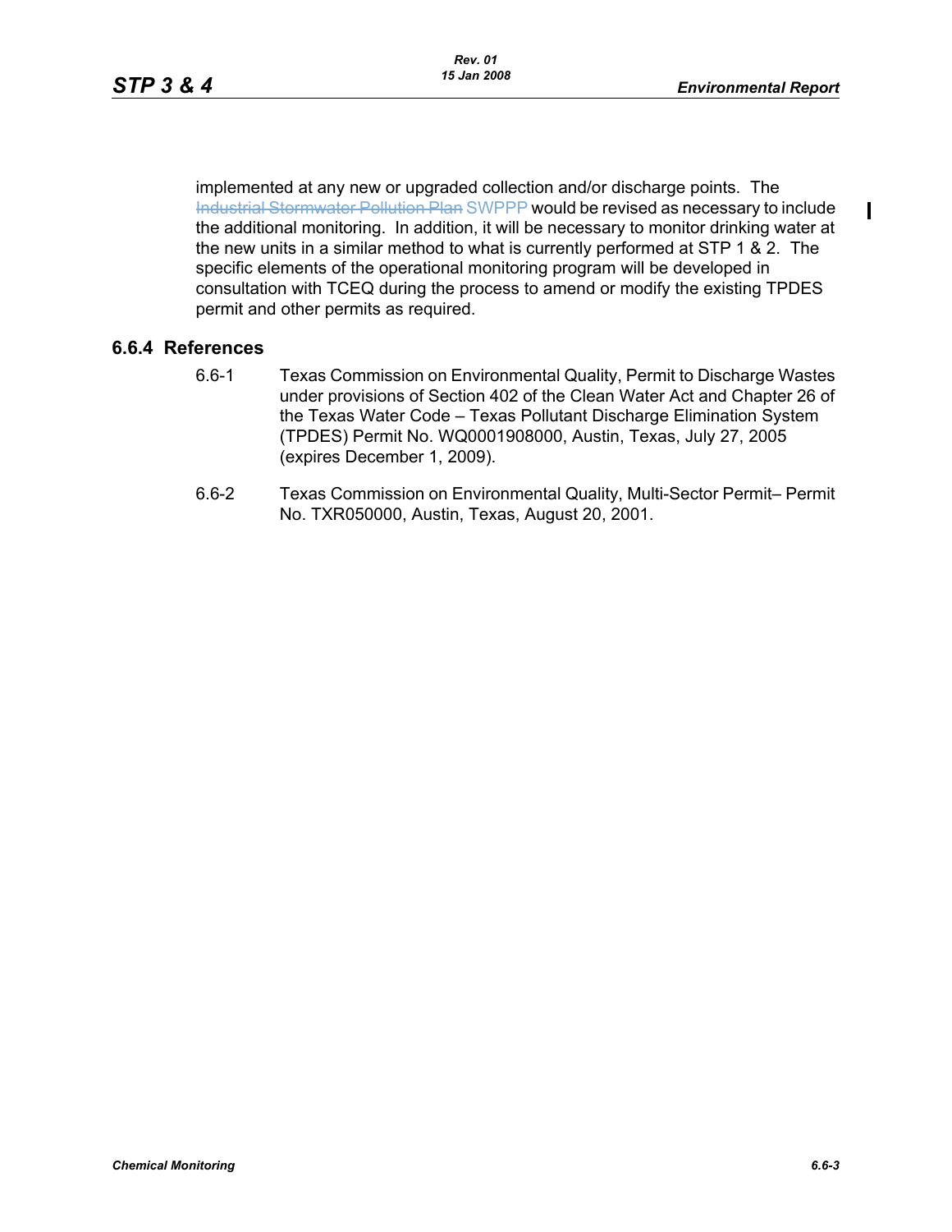implemented at any new or upgraded collection and/or discharge points. The ~~Industrial Stormwater Pollution Plan~~ SWPPP would be revised as necessary to include the additional monitoring. In addition, it will be necessary to monitor drinking water at the new units in a similar method to what is currently performed at STP 1 & 2. The specific elements of the operational monitoring program will be developed in consultation with TCEQ during the process to amend or modify the existing TPDES permit and other permits as required.

### 6.6.4 References

6.6-1 Texas Commission on Environmental Quality, Permit to Discharge Wastes under provisions of Section 402 of the Clean Water Act and Chapter 26 of the Texas Water Code – Texas Pollutant Discharge Elimination System (TPDES) Permit No. WQ0001908000, Austin, Texas, July 27, 2005 (expires December 1, 2009).

6.6-2 Texas Commission on Environmental Quality, Multi-Sector Permit– Permit No. TXR050000, Austin, Texas, August 20, 2001.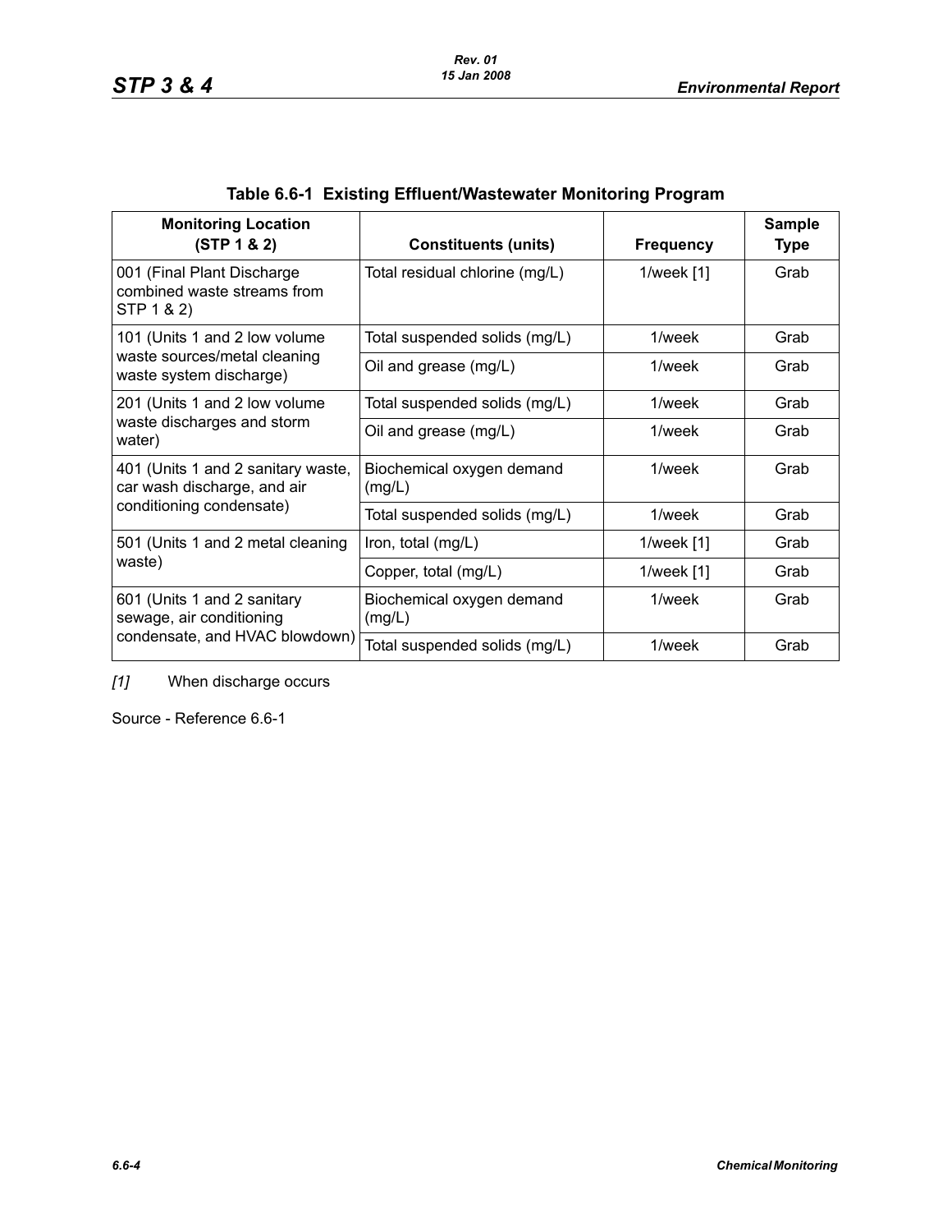**Table 6.6-1 Existing Effluent/Wastewater Monitoring Program**

| Monitoring Location (STP 1 & 2) | Constituents (units) | Frequency | Sample Type |
|---|---|---|---|
| 001 (Final Plant Discharge combined waste streams from STP 1 & 2) | Total residual chlorine (mg/L) | 1/week [1] | Grab |
| 101 (Units 1 and 2 low volume waste sources/metal cleaning waste system discharge) | Total suspended solids (mg/L) | 1/week | Grab |
| | Oil and grease (mg/L) | 1/week | Grab |
| 201 (Units 1 and 2 low volume waste discharges and storm water) | Total suspended solids (mg/L) | 1/week | Grab |
| | Oil and grease (mg/L) | 1/week | Grab |
| 401 (Units 1 and 2 sanitary waste, car wash discharge, and air conditioning condensate) | Biochemical oxygen demand (mg/L) | 1/week | Grab |
| | Total suspended solids (mg/L) | 1/week | Grab |
| 501 (Units 1 and 2 metal cleaning waste) | Iron, total (mg/L) | 1/week [1] | Grab |
| | Copper, total (mg/L) | 1/week [1] | Grab |
| 601 (Units 1 and 2 sanitary sewage, air conditioning condensate, and HVAC blowdown) | Biochemical oxygen demand (mg/L) | 1/week | Grab |
| | Total suspended solids (mg/L) | 1/week | Grab |

*[1]* When discharge occurs

Source - Reference 6.6-1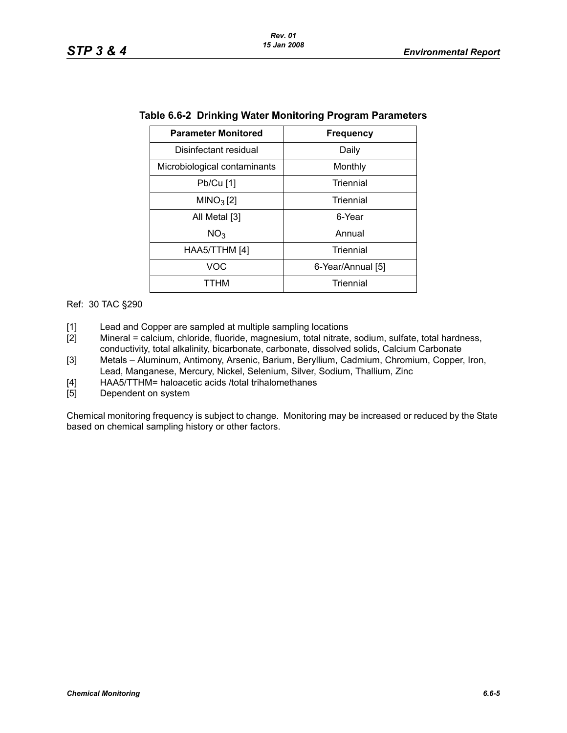**Table 6.6-2 Drinking Water Monitoring Program Parameters**

| Parameter Monitored | Frequency |
|---|---|
| Disinfectant residual | Daily |
| Microbiological contaminants | Monthly |
| Pb/Cu [1] | Triennial |
| $MINO_3$ [2] | Triennial |
| All Metal [3] | 6-Year |
| $NO_3$ | Annual |
| HAA5/TTHM [4] | Triennial |
| VOC | 6-Year/Annual [5] |
| TTHM | Triennial |

Ref: 30 TAC §290

[1] Lead and Copper are sampled at multiple sampling locations

[2] Mineral = calcium, chloride, fluoride, magnesium, total nitrate, sodium, sulfate, total hardness, conductivity, total alkalinity, bicarbonate, carbonate, dissolved solids, Calcium Carbonate

[3] Metals – Aluminum, Antimony, Arsenic, Barium, Beryllium, Cadmium, Chromium, Copper, Iron, Lead, Manganese, Mercury, Nickel, Selenium, Silver, Sodium, Thallium, Zinc

[4] HAA5/TTHM= haloacetic acids /total trihalomethanes

[5] Dependent on system

Chemical monitoring frequency is subject to change. Monitoring may be increased or reduced by the State based on chemical sampling history or other factors.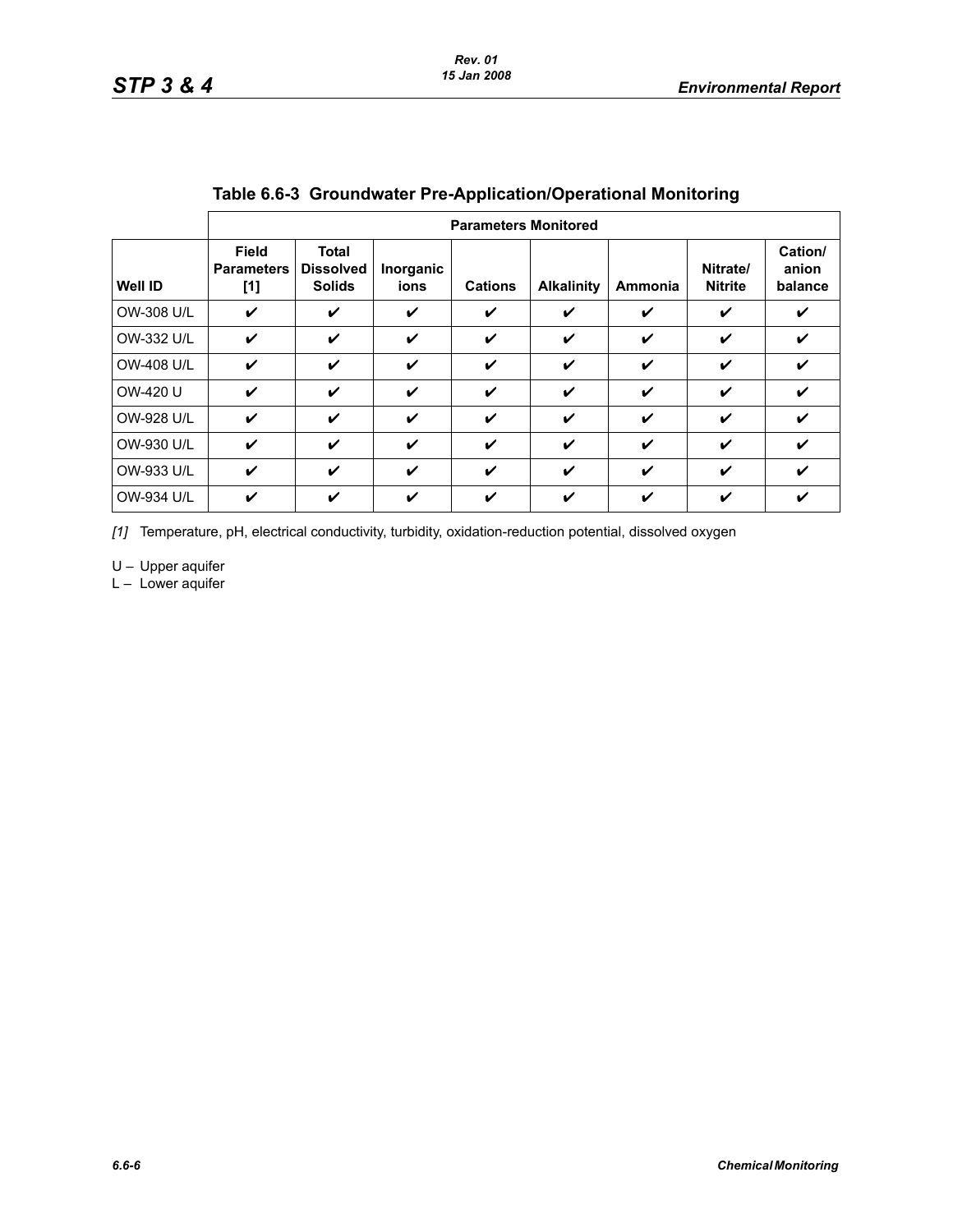**Table 6.6-3 Groundwater Pre-Application/Operational Monitoring**

| | Parameters Monitored | | | | | | | |
|---|---|---|---|---|---|---|---|---|
| Well ID | Field Parameters [1] | Total Dissolved Solids | Inorganic ions | Cations | Alkalinity | Ammonia | Nitrate/ Nitrite | Cation/ anion balance |
| OW-308 U/L | ✔ | ✔ | ✔ | ✔ | ✔ | ✔ | ✔ | ✔ |
| OW-332 U/L | ✔ | ✔ | ✔ | ✔ | ✔ | ✔ | ✔ | ✔ |
| OW-408 U/L | ✔ | ✔ | ✔ | ✔ | ✔ | ✔ | ✔ | ✔ |
| OW-420 U | ✔ | ✔ | ✔ | ✔ | ✔ | ✔ | ✔ | ✔ |
| OW-928 U/L | ✔ | ✔ | ✔ | ✔ | ✔ | ✔ | ✔ | ✔ |
| OW-930 U/L | ✔ | ✔ | ✔ | ✔ | ✔ | ✔ | ✔ | ✔ |
| OW-933 U/L | ✔ | ✔ | ✔ | ✔ | ✔ | ✔ | ✔ | ✔ |
| OW-934 U/L | ✔ | ✔ | ✔ | ✔ | ✔ | ✔ | ✔ | ✔ |

*[1]* Temperature, pH, electrical conductivity, turbidity, oxidation-reduction potential, dissolved oxygen

U – Upper aquifer
L – Lower aquifer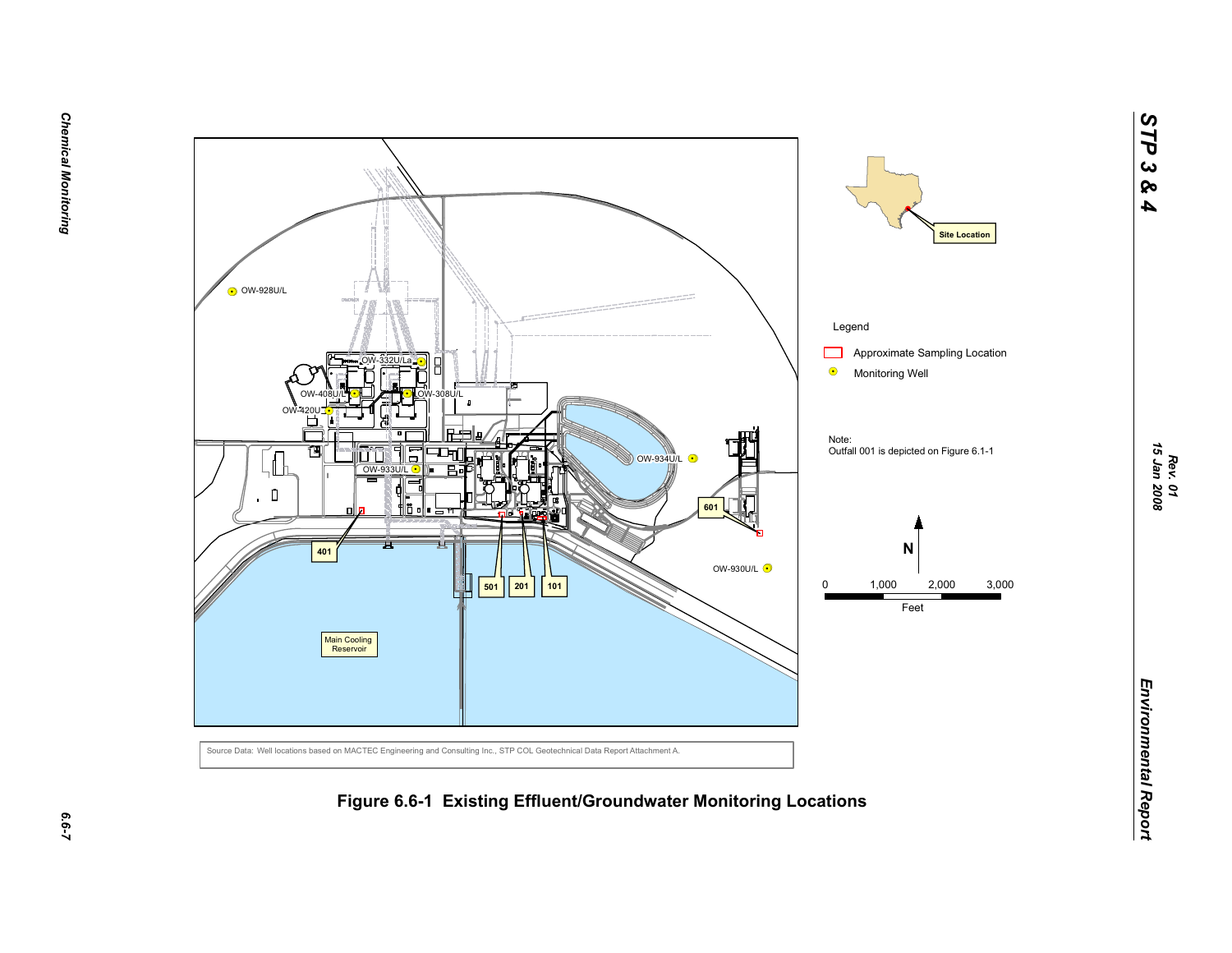Legend

Approximate Sampling Location

Monitoring Well

Note:
Outfall 001 is depicted on Figure 6.1-1

Source Data: Well locations based on MACTEC Engineering and Consulting Inc., STP COL Geotechnical Data Report Attachment A.

**Figure 6.6-1 Existing Effluent/Groundwater Monitoring Locations**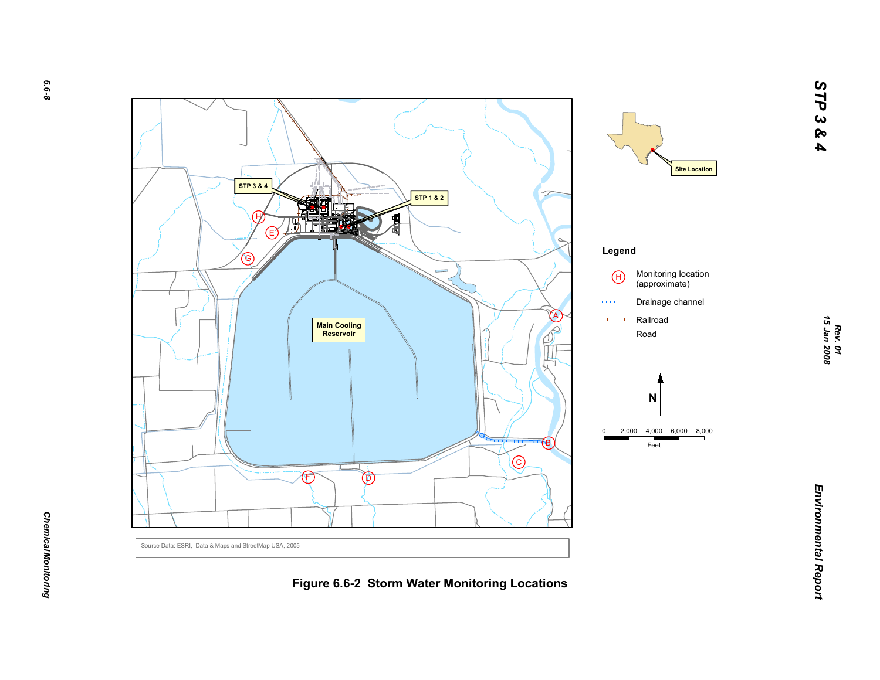STP 3 & 4

Site Location

Main Cooling Reservoir

STP 1 & 2

A

B

C

D

E

F

G

H

Legend

Monitoring location (approximate)

Drainage channel

Railroad

Road

N

0 2,000 4,000 6,000 8,000

Feet

Source Data: ESRI, Data & Maps and StreetMap USA, 2005

**Figure 6.6-2 Storm Water Monitoring Locations**